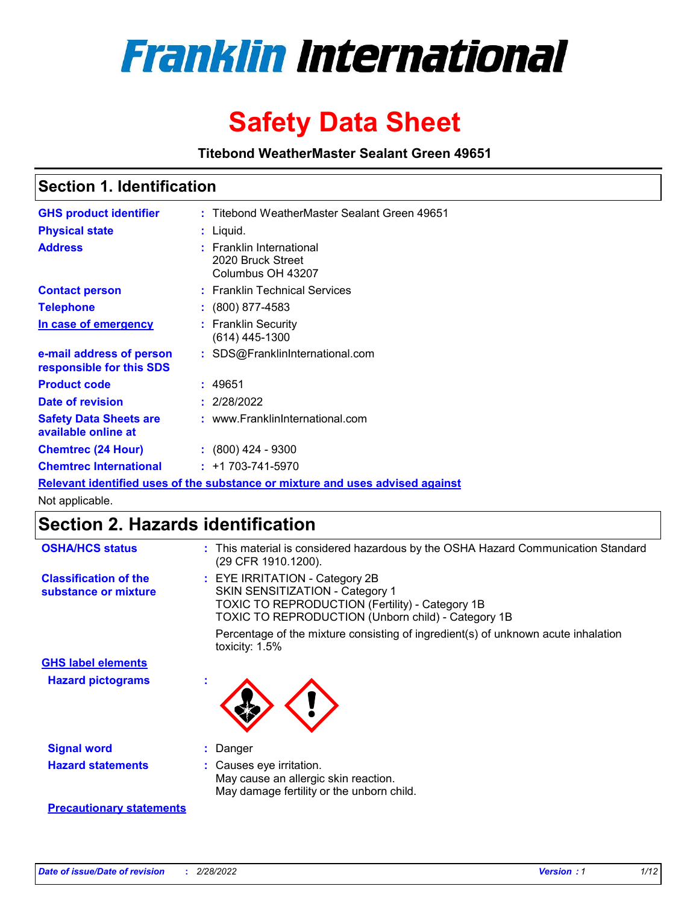# Franklin International

# Safety Data Sheet

**Titebond WeatherMaster Sealant Green 49651**

## Section 1. Identification

| | | |
|---|---|---|
| **GHS product identifier** | : | Titebond WeatherMaster Sealant Green 49651 |
| **Physical state** | : | Liquid. |
| **Address** | : | Franklin International<br>2020 Bruck Street<br>Columbus OH 43207 |
| **Contact person** | : | Franklin Technical Services |
| **Telephone** | : | (800) 877-4583 |
| **In case of emergency** | : | Franklin Security<br>(614) 445-1300 |
| **e-mail address of person responsible for this SDS** | : | SDS@FranklinInternational.com |
| **Product code** | : | 49651 |
| **Date of revision** | : | 2/28/2022 |
| **Safety Data Sheets are available online at** | : | www.FranklinInternational.com |
| **Chemtrec (24 Hour)** | : | (800) 424 - 9300 |
| **Chemtrec International** | : | +1 703-741-5970 |

**Relevant identified uses of the substance or mixture and uses advised against**

Not applicable.

## Section 2. Hazards identification

| | | |
|---|---|---|
| **OSHA/HCS status** | : | This material is considered hazardous by the OSHA Hazard Communication Standard (29 CFR 1910.1200). |
| **Classification of the substance or mixture** | : | EYE IRRITATION - Category 2B<br>SKIN SENSITIZATION - Category 1<br>TOXIC TO REPRODUCTION (Fertility) - Category 1B<br>TOXIC TO REPRODUCTION (Unborn child) - Category 1B<br><br>Percentage of the mixture consisting of ingredient(s) of unknown acute inhalation toxicity: 1.5% |

**GHS label elements**

| | | |
|---|---|---|
| **Hazard pictograms** | : | |
| **Signal word** | : | Danger |
| **Hazard statements** | : | Causes eye irritation.<br>May cause an allergic skin reaction.<br>May damage fertility or the unborn child. |

**Precautionary statements**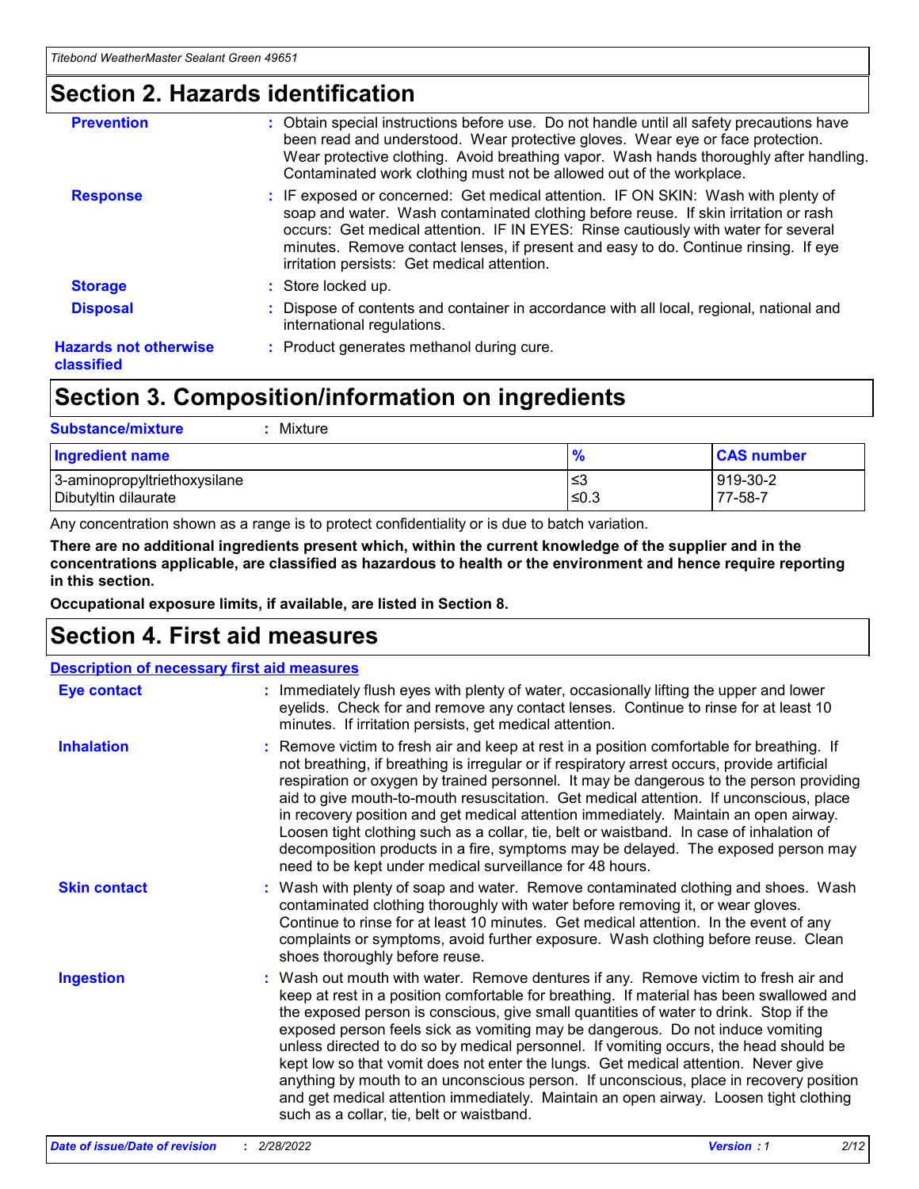## Section 2. Hazards identification

**Prevention** : Obtain special instructions before use. Do not handle until all safety precautions have been read and understood. Wear protective gloves. Wear eye or face protection. Wear protective clothing. Avoid breathing vapor. Wash hands thoroughly after handling. Contaminated work clothing must not be allowed out of the workplace.

**Response** : IF exposed or concerned: Get medical attention. IF ON SKIN: Wash with plenty of soap and water. Wash contaminated clothing before reuse. If skin irritation or rash occurs: Get medical attention. IF IN EYES: Rinse cautiously with water for several minutes. Remove contact lenses, if present and easy to do. Continue rinsing. If eye irritation persists: Get medical attention.

**Storage** : Store locked up.

**Disposal** : Dispose of contents and container in accordance with all local, regional, national and international regulations.

**Hazards not otherwise classified** : Product generates methanol during cure.

## Section 3. Composition/information on ingredients

**Substance/mixture** : Mixture

| Ingredient name | % | CAS number |
|---|---|---|
| 3-aminopropyltriethoxysilane | ≤3 | 919-30-2 |
| Dibutyltin dilaurate | ≤0.3 | 77-58-7 |

Any concentration shown as a range is to protect confidentiality or is due to batch variation.

**There are no additional ingredients present which, within the current knowledge of the supplier and in the concentrations applicable, are classified as hazardous to health or the environment and hence require reporting in this section.**

**Occupational exposure limits, if available, are listed in Section 8.**

## Section 4. First aid measures

**Description of necessary first aid measures**

**Eye contact** : Immediately flush eyes with plenty of water, occasionally lifting the upper and lower eyelids. Check for and remove any contact lenses. Continue to rinse for at least 10 minutes. If irritation persists, get medical attention.

**Inhalation** : Remove victim to fresh air and keep at rest in a position comfortable for breathing. If not breathing, if breathing is irregular or if respiratory arrest occurs, provide artificial respiration or oxygen by trained personnel. It may be dangerous to the person providing aid to give mouth-to-mouth resuscitation. Get medical attention. If unconscious, place in recovery position and get medical attention immediately. Maintain an open airway. Loosen tight clothing such as a collar, tie, belt or waistband. In case of inhalation of decomposition products in a fire, symptoms may be delayed. The exposed person may need to be kept under medical surveillance for 48 hours.

**Skin contact** : Wash with plenty of soap and water. Remove contaminated clothing and shoes. Wash contaminated clothing thoroughly with water before removing it, or wear gloves. Continue to rinse for at least 10 minutes. Get medical attention. In the event of any complaints or symptoms, avoid further exposure. Wash clothing before reuse. Clean shoes thoroughly before reuse.

**Ingestion** : Wash out mouth with water. Remove dentures if any. Remove victim to fresh air and keep at rest in a position comfortable for breathing. If material has been swallowed and the exposed person is conscious, give small quantities of water to drink. Stop if the exposed person feels sick as vomiting may be dangerous. Do not induce vomiting unless directed to do so by medical personnel. If vomiting occurs, the head should be kept low so that vomit does not enter the lungs. Get medical attention. Never give anything by mouth to an unconscious person. If unconscious, place in recovery position and get medical attention immediately. Maintain an open airway. Loosen tight clothing such as a collar, tie, belt or waistband.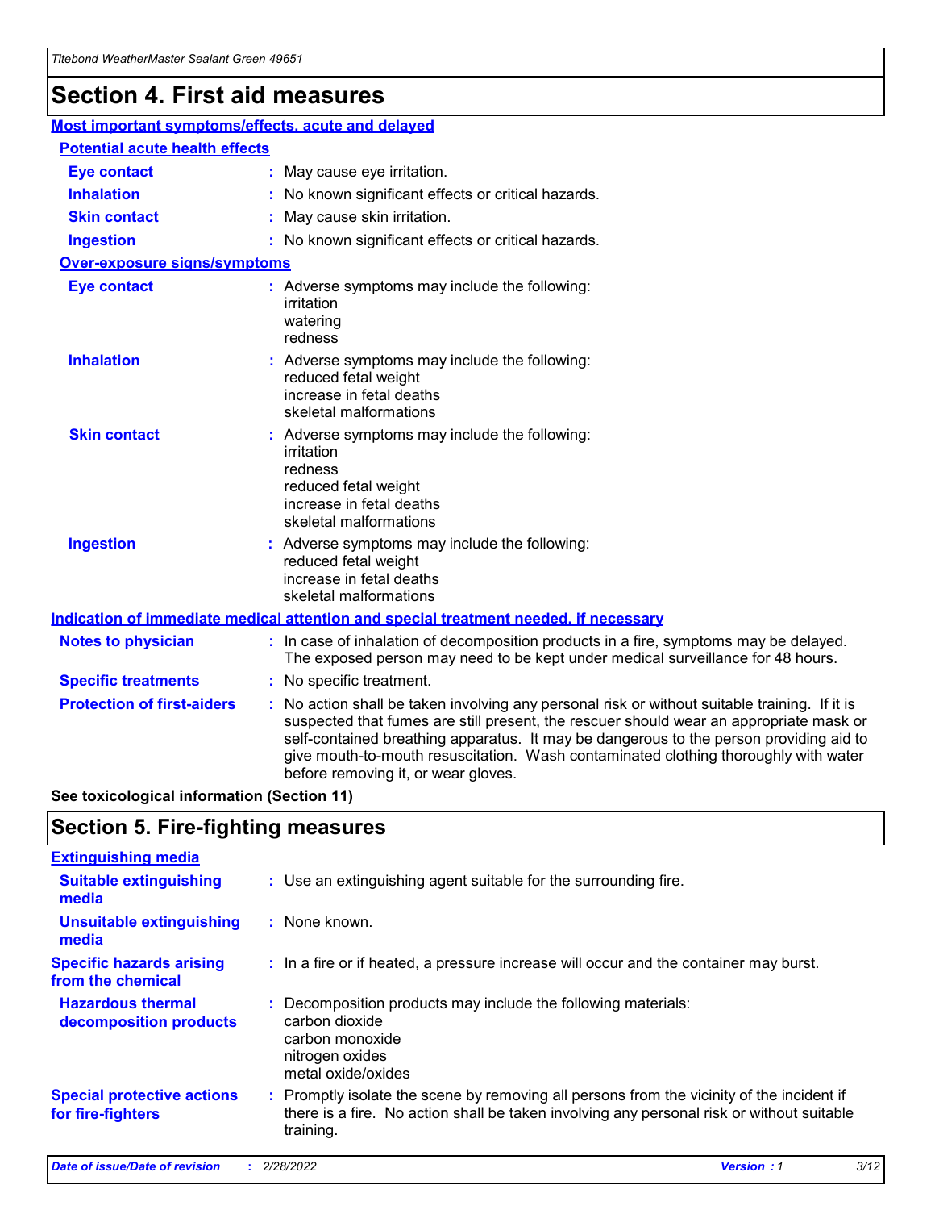# Section 4. First aid measures

## Most important symptoms/effects, acute and delayed

### Potential acute health effects

**Eye contact** : May cause eye irritation.

**Inhalation** : No known significant effects or critical hazards.

**Skin contact** : May cause skin irritation.

**Ingestion** : No known significant effects or critical hazards.

### Over-exposure signs/symptoms

**Eye contact** : Adverse symptoms may include the following:
irritation
watering
redness

**Inhalation** : Adverse symptoms may include the following:
reduced fetal weight
increase in fetal deaths
skeletal malformations

**Skin contact** : Adverse symptoms may include the following:
irritation
redness
reduced fetal weight
increase in fetal deaths
skeletal malformations

**Ingestion** : Adverse symptoms may include the following:
reduced fetal weight
increase in fetal deaths
skeletal malformations

## Indication of immediate medical attention and special treatment needed, if necessary

**Notes to physician** : In case of inhalation of decomposition products in a fire, symptoms may be delayed. The exposed person may need to be kept under medical surveillance for 48 hours.

**Specific treatments** : No specific treatment.

**Protection of first-aiders** : No action shall be taken involving any personal risk or without suitable training. If it is suspected that fumes are still present, the rescuer should wear an appropriate mask or self-contained breathing apparatus. It may be dangerous to the person providing aid to give mouth-to-mouth resuscitation. Wash contaminated clothing thoroughly with water before removing it, or wear gloves.

**See toxicological information (Section 11)**

# Section 5. Fire-fighting measures

## Extinguishing media

**Suitable extinguishing media** : Use an extinguishing agent suitable for the surrounding fire.

**Unsuitable extinguishing media** : None known.

**Specific hazards arising from the chemical** : In a fire or if heated, a pressure increase will occur and the container may burst.

**Hazardous thermal decomposition products** : Decomposition products may include the following materials:
carbon dioxide
carbon monoxide
nitrogen oxides
metal oxide/oxides

**Special protective actions for fire-fighters** : Promptly isolate the scene by removing all persons from the vicinity of the incident if there is a fire. No action shall be taken involving any personal risk or without suitable training.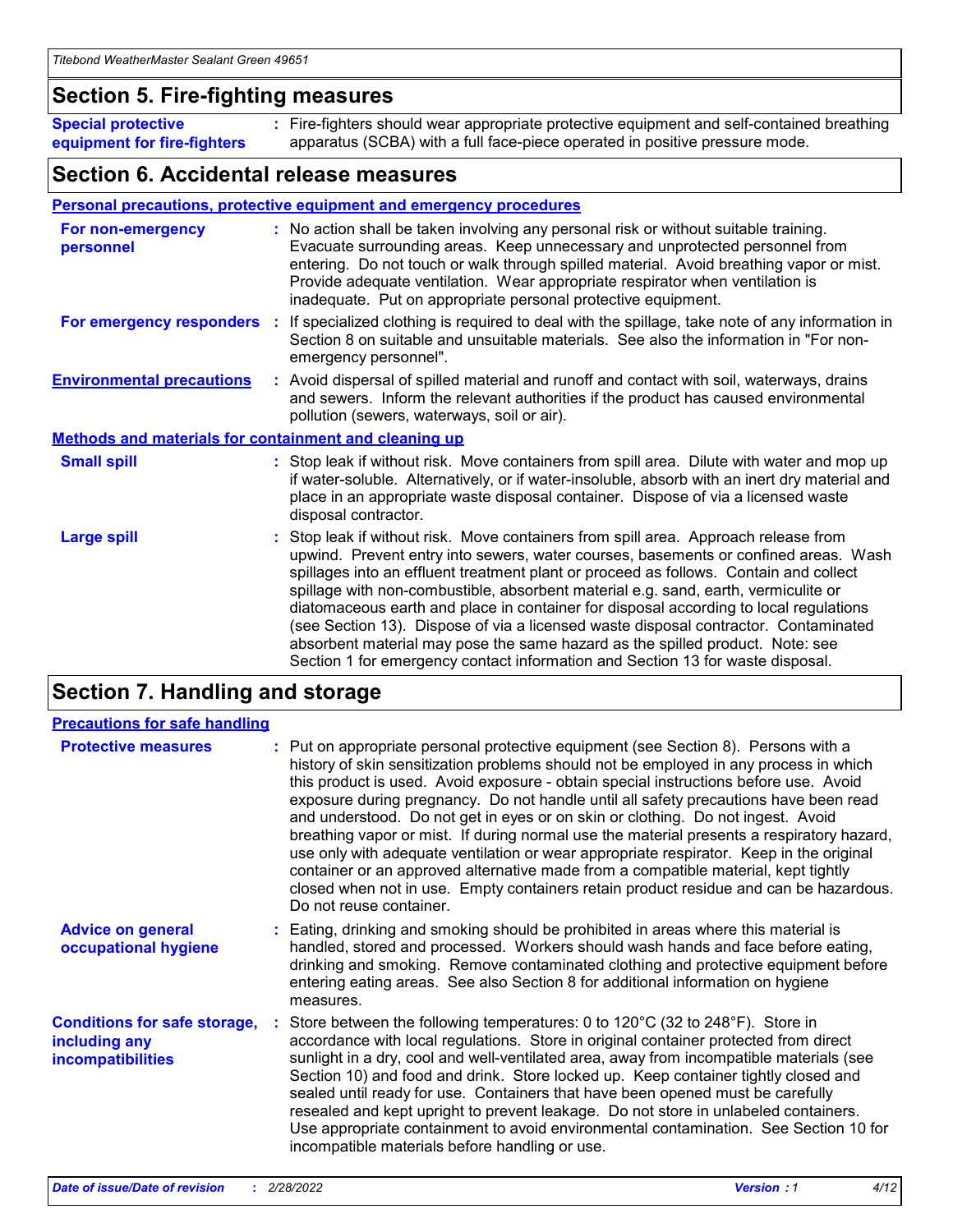## Section 5. Fire-fighting measures

**Special protective equipment for fire-fighters** : Fire-fighters should wear appropriate protective equipment and self-contained breathing apparatus (SCBA) with a full face-piece operated in positive pressure mode.

## Section 6. Accidental release measures

### Personal precautions, protective equipment and emergency procedures

**For non-emergency personnel** : No action shall be taken involving any personal risk or without suitable training. Evacuate surrounding areas. Keep unnecessary and unprotected personnel from entering. Do not touch or walk through spilled material. Avoid breathing vapor or mist. Provide adequate ventilation. Wear appropriate respirator when ventilation is inadequate. Put on appropriate personal protective equipment.

**For emergency responders** : If specialized clothing is required to deal with the spillage, take note of any information in Section 8 on suitable and unsuitable materials. See also the information in "For non-emergency personnel".

**Environmental precautions** : Avoid dispersal of spilled material and runoff and contact with soil, waterways, drains and sewers. Inform the relevant authorities if the product has caused environmental pollution (sewers, waterways, soil or air).

### Methods and materials for containment and cleaning up

**Small spill** : Stop leak if without risk. Move containers from spill area. Dilute with water and mop up if water-soluble. Alternatively, or if water-insoluble, absorb with an inert dry material and place in an appropriate waste disposal container. Dispose of via a licensed waste disposal contractor.

**Large spill** : Stop leak if without risk. Move containers from spill area. Approach release from upwind. Prevent entry into sewers, water courses, basements or confined areas. Wash spillages into an effluent treatment plant or proceed as follows. Contain and collect spillage with non-combustible, absorbent material e.g. sand, earth, vermiculite or diatomaceous earth and place in container for disposal according to local regulations (see Section 13). Dispose of via a licensed waste disposal contractor. Contaminated absorbent material may pose the same hazard as the spilled product. Note: see Section 1 for emergency contact information and Section 13 for waste disposal.

## Section 7. Handling and storage

### Precautions for safe handling

**Protective measures** : Put on appropriate personal protective equipment (see Section 8). Persons with a history of skin sensitization problems should not be employed in any process in which this product is used. Avoid exposure - obtain special instructions before use. Avoid exposure during pregnancy. Do not handle until all safety precautions have been read and understood. Do not get in eyes or on skin or clothing. Do not ingest. Avoid breathing vapor or mist. If during normal use the material presents a respiratory hazard, use only with adequate ventilation or wear appropriate respirator. Keep in the original container or an approved alternative made from a compatible material, kept tightly closed when not in use. Empty containers retain product residue and can be hazardous. Do not reuse container.

**Advice on general occupational hygiene** : Eating, drinking and smoking should be prohibited in areas where this material is handled, stored and processed. Workers should wash hands and face before eating, drinking and smoking. Remove contaminated clothing and protective equipment before entering eating areas. See also Section 8 for additional information on hygiene measures.

**Conditions for safe storage, including any incompatibilities** : Store between the following temperatures: 0 to 120°C (32 to 248°F). Store in accordance with local regulations. Store in original container protected from direct sunlight in a dry, cool and well-ventilated area, away from incompatible materials (see Section 10) and food and drink. Store locked up. Keep container tightly closed and sealed until ready for use. Containers that have been opened must be carefully resealed and kept upright to prevent leakage. Do not store in unlabeled containers. Use appropriate containment to avoid environmental contamination. See Section 10 for incompatible materials before handling or use.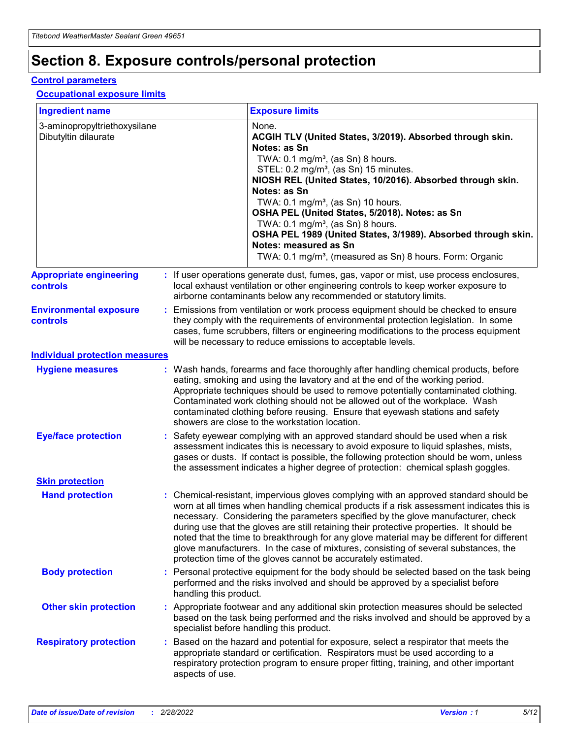# Section 8. Exposure controls/personal protection

## Control parameters

### Occupational exposure limits

| Ingredient name | Exposure limits |
|---|---|
| 3-aminopropyltriethoxysilane | None. |
| Dibutyltin dilaurate | **ACGIH TLV (United States, 3/2019). Absorbed through skin. Notes: as Sn**<br>TWA: 0.1 mg/m³, (as Sn) 8 hours.<br>STEL: 0.2 mg/m³, (as Sn) 15 minutes.<br>**NIOSH REL (United States, 10/2016). Absorbed through skin. Notes: as Sn**<br>TWA: 0.1 mg/m³, (as Sn) 10 hours.<br>**OSHA PEL (United States, 5/2018). Notes: as Sn**<br>TWA: 0.1 mg/m³, (as Sn) 8 hours.<br>**OSHA PEL 1989 (United States, 3/1989). Absorbed through skin. Notes: measured as Sn**<br>TWA: 0.1 mg/m³, (measured as Sn) 8 hours. Form: Organic |

**Appropriate engineering controls** : If user operations generate dust, fumes, gas, vapor or mist, use process enclosures, local exhaust ventilation or other engineering controls to keep worker exposure to airborne contaminants below any recommended or statutory limits.

**Environmental exposure controls** : Emissions from ventilation or work process equipment should be checked to ensure they comply with the requirements of environmental protection legislation. In some cases, fume scrubbers, filters or engineering modifications to the process equipment will be necessary to reduce emissions to acceptable levels.

## Individual protection measures

**Hygiene measures** : Wash hands, forearms and face thoroughly after handling chemical products, before eating, smoking and using the lavatory and at the end of the working period. Appropriate techniques should be used to remove potentially contaminated clothing. Contaminated work clothing should not be allowed out of the workplace. Wash contaminated clothing before reusing. Ensure that eyewash stations and safety showers are close to the workstation location.

**Eye/face protection** : Safety eyewear complying with an approved standard should be used when a risk assessment indicates this is necessary to avoid exposure to liquid splashes, mists, gases or dusts. If contact is possible, the following protection should be worn, unless the assessment indicates a higher degree of protection: chemical splash goggles.

### Skin protection

**Hand protection** : Chemical-resistant, impervious gloves complying with an approved standard should be worn at all times when handling chemical products if a risk assessment indicates this is necessary. Considering the parameters specified by the glove manufacturer, check during use that the gloves are still retaining their protective properties. It should be noted that the time to breakthrough for any glove material may be different for different glove manufacturers. In the case of mixtures, consisting of several substances, the protection time of the gloves cannot be accurately estimated.

**Body protection** : Personal protective equipment for the body should be selected based on the task being performed and the risks involved and should be approved by a specialist before handling this product.

**Other skin protection** : Appropriate footwear and any additional skin protection measures should be selected based on the task being performed and the risks involved and should be approved by a specialist before handling this product.

**Respiratory protection** : Based on the hazard and potential for exposure, select a respirator that meets the appropriate standard or certification. Respirators must be used according to a respiratory protection program to ensure proper fitting, training, and other important aspects of use.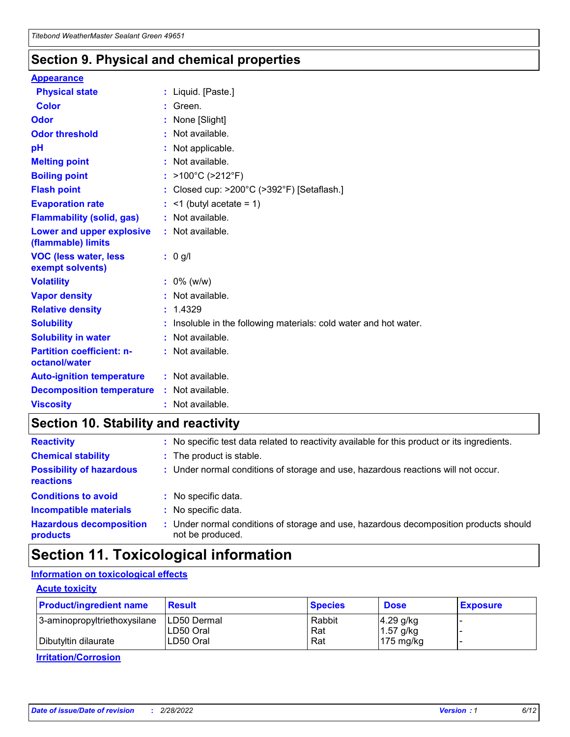## Section 9. Physical and chemical properties

**Appearance**

| | | |
|---|---|---|
| **Physical state** | : | Liquid. [Paste.] |
| **Color** | : | Green. |
| **Odor** | : | None [Slight] |
| **Odor threshold** | : | Not available. |
| **pH** | : | Not applicable. |
| **Melting point** | : | Not available. |
| **Boiling point** | : | >100°C (>212°F) |
| **Flash point** | : | Closed cup: >200°C (>392°F) [Setaflash.] |
| **Evaporation rate** | : | <1 (butyl acetate = 1) |
| **Flammability (solid, gas)** | : | Not available. |
| **Lower and upper explosive (flammable) limits** | : | Not available. |
| **VOC (less water, less exempt solvents)** | : | 0 g/l |
| **Volatility** | : | 0% (w/w) |
| **Vapor density** | : | Not available. |
| **Relative density** | : | 1.4329 |
| **Solubility** | : | Insoluble in the following materials: cold water and hot water. |
| **Solubility in water** | : | Not available. |
| **Partition coefficient: n-octanol/water** | : | Not available. |
| **Auto-ignition temperature** | : | Not available. |
| **Decomposition temperature** | : | Not available. |
| **Viscosity** | : | Not available. |

## Section 10. Stability and reactivity

| | | |
|---|---|---|
| **Reactivity** | : | No specific test data related to reactivity available for this product or its ingredients. |
| **Chemical stability** | : | The product is stable. |
| **Possibility of hazardous reactions** | : | Under normal conditions of storage and use, hazardous reactions will not occur. |
| **Conditions to avoid** | : | No specific data. |
| **Incompatible materials** | : | No specific data. |
| **Hazardous decomposition products** | : | Under normal conditions of storage and use, hazardous decomposition products should not be produced. |

## Section 11. Toxicological information

**Information on toxicological effects**

**Acute toxicity**

| Product/ingredient name | Result | Species | Dose | Exposure |
|---|---|---|---|---|
| 3-aminopropyltriethoxysilane | LD50 Dermal | Rabbit | 4.29 g/kg | - |
| | LD50 Oral | Rat | 1.57 g/kg | - |
| Dibutyltin dilaurate | LD50 Oral | Rat | 175 mg/kg | - |

**Irritation/Corrosion**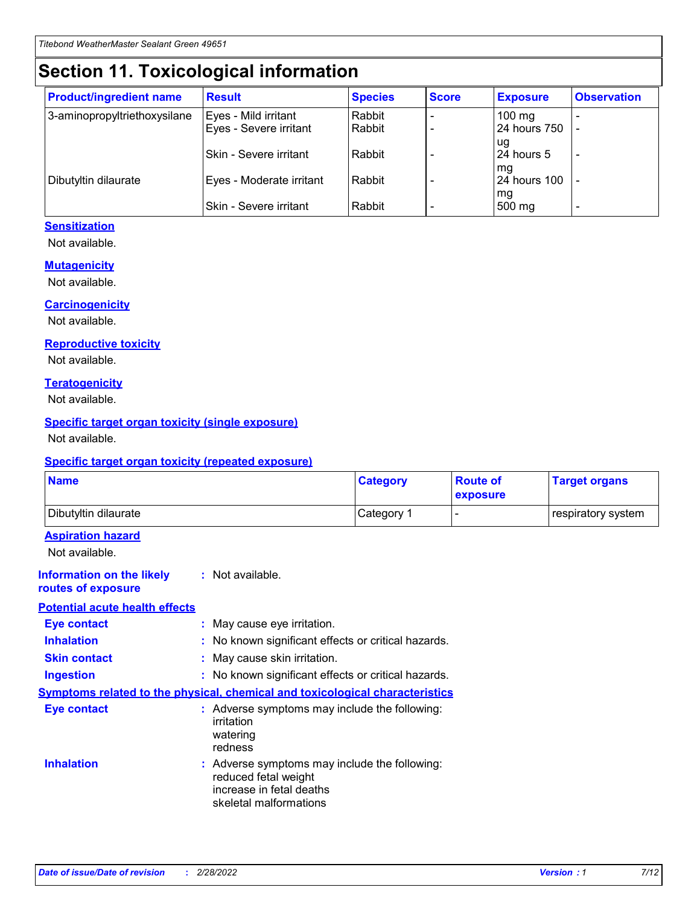# Section 11. Toxicological information

| Product/ingredient name | Result | Species | Score | Exposure | Observation |
|---|---|---|---|---|---|
| 3-aminopropyltriethoxysilane | Eyes - Mild irritant | Rabbit | - | 100 mg | - |
| | Eyes - Severe irritant | Rabbit | - | 24 hours 750 ug | - |
| | Skin - Severe irritant | Rabbit | - | 24 hours 5 mg | - |
| Dibutyltin dilaurate | Eyes - Moderate irritant | Rabbit | - | 24 hours 100 mg | - |
| | Skin - Severe irritant | Rabbit | - | 500 mg | - |

**Sensitization**

Not available.

**Mutagenicity**

Not available.

**Carcinogenicity**

Not available.

**Reproductive toxicity**

Not available.

**Teratogenicity**

Not available.

**Specific target organ toxicity (single exposure)**

Not available.

**Specific target organ toxicity (repeated exposure)**

| Name | Category | Route of exposure | Target organs |
|---|---|---|---|
| Dibutyltin dilaurate | Category 1 | - | respiratory system |

**Aspiration hazard**

Not available.

**Information on the likely routes of exposure** : Not available.

**Potential acute health effects**

**Eye contact** : May cause eye irritation.

**Inhalation** : No known significant effects or critical hazards.

**Skin contact** : May cause skin irritation.

**Ingestion** : No known significant effects or critical hazards.

**Symptoms related to the physical, chemical and toxicological characteristics**

**Eye contact** : Adverse symptoms may include the following:
irritation
watering
redness

**Inhalation** : Adverse symptoms may include the following:
reduced fetal weight
increase in fetal deaths
skeletal malformations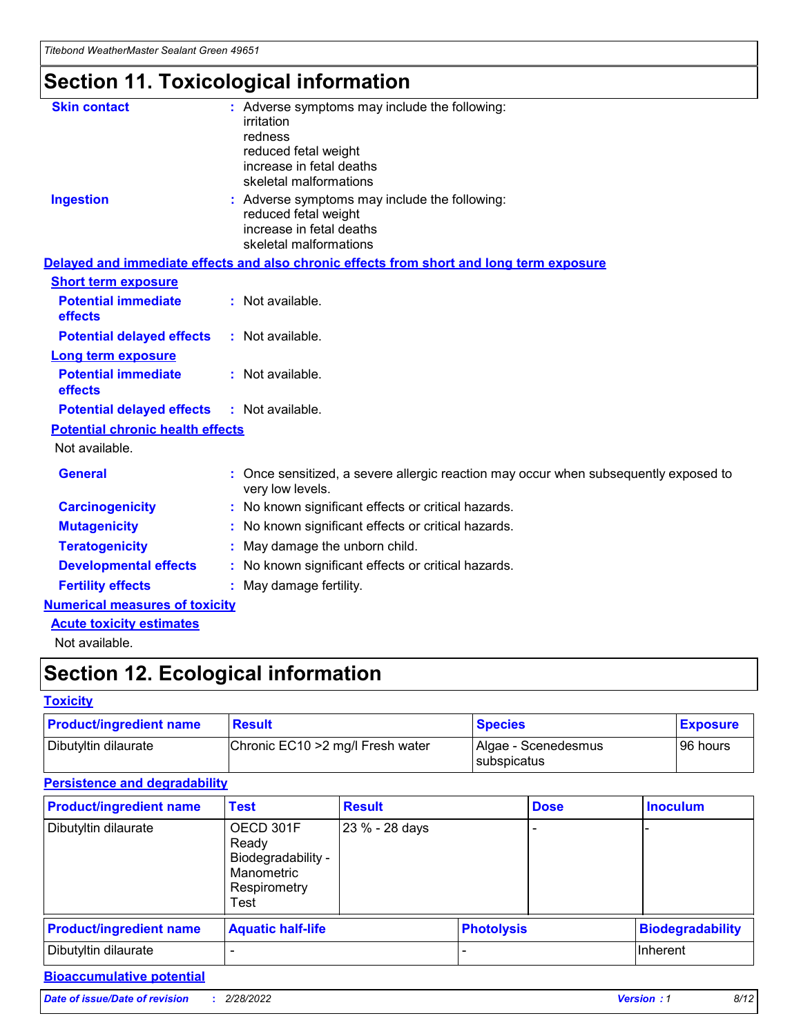# Section 11. Toxicological information

**Skin contact** : Adverse symptoms may include the following:
irritation
redness
reduced fetal weight
increase in fetal deaths
skeletal malformations

**Ingestion** : Adverse symptoms may include the following:
reduced fetal weight
increase in fetal deaths
skeletal malformations

**Delayed and immediate effects and also chronic effects from short and long term exposure**

**Short term exposure**

**Potential immediate effects** : Not available.

**Potential delayed effects** : Not available.

**Long term exposure**

**Potential immediate effects** : Not available.

**Potential delayed effects** : Not available.

**Potential chronic health effects**

Not available.

**General** : Once sensitized, a severe allergic reaction may occur when subsequently exposed to very low levels.

**Carcinogenicity** : No known significant effects or critical hazards.

**Mutagenicity** : No known significant effects or critical hazards.

**Teratogenicity** : May damage the unborn child.

**Developmental effects** : No known significant effects or critical hazards.

**Fertility effects** : May damage fertility.

**Numerical measures of toxicity**

**Acute toxicity estimates**

Not available.

# Section 12. Ecological information

**Toxicity**

| Product/ingredient name | Result | Species | Exposure |
|---|---|---|---|
| Dibutyltin dilaurate | Chronic EC10 >2 mg/l Fresh water | Algae - Scenedesmus subspicatus | 96 hours |

**Persistence and degradability**

| Product/ingredient name | Test | Result | Dose | Inoculum |
|---|---|---|---|---|
| Dibutyltin dilaurate | OECD 301F Ready Biodegradability - Manometric Respirometry Test | 23 % - 28 days | - | - |

| Product/ingredient name | Aquatic half-life | Photolysis | Biodegradability |
|---|---|---|---|
| Dibutyltin dilaurate | - | - | Inherent |

**Bioaccumulative potential**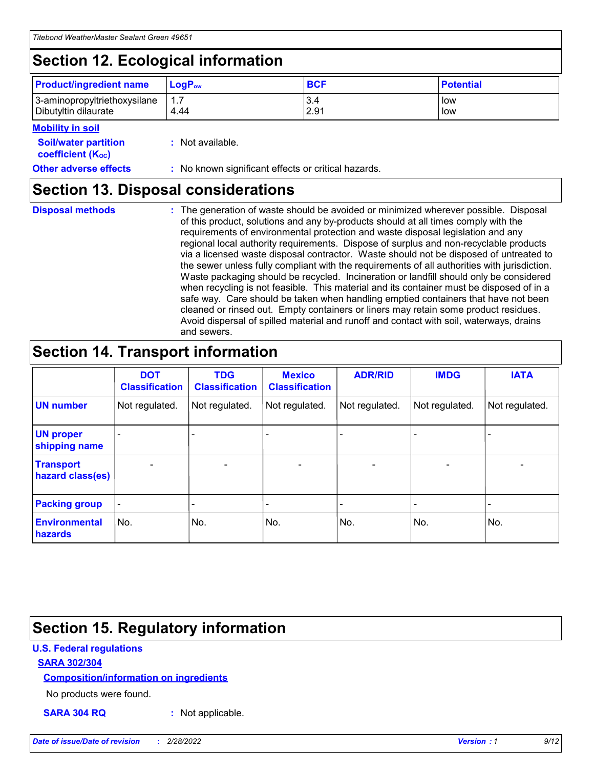## Section 12. Ecological information

| Product/ingredient name | $LogP_{ow}$ | BCF | Potential |
|---|---|---|---|
| 3-aminopropyltriethoxysilane | 1.7 | 3.4 | low |
| Dibutyltin dilaurate | 4.44 | 2.91 | low |

**Mobility in soil**

**Soil/water partition coefficient ($K_{OC}$)** : Not available.

**Other adverse effects** : No known significant effects or critical hazards.

## Section 13. Disposal considerations

**Disposal methods** : The generation of waste should be avoided or minimized wherever possible. Disposal of this product, solutions and any by-products should at all times comply with the requirements of environmental protection and waste disposal legislation and any regional local authority requirements. Dispose of surplus and non-recyclable products via a licensed waste disposal contractor. Waste should not be disposed of untreated to the sewer unless fully compliant with the requirements of all authorities with jurisdiction. Waste packaging should be recycled. Incineration or landfill should only be considered when recycling is not feasible. This material and its container must be disposed of in a safe way. Care should be taken when handling emptied containers that have not been cleaned or rinsed out. Empty containers or liners may retain some product residues. Avoid dispersal of spilled material and runoff and contact with soil, waterways, drains and sewers.

## Section 14. Transport information

| | DOT Classification | TDG Classification | Mexico Classification | ADR/RID | IMDG | IATA |
|---|---|---|---|---|---|---|
| UN number | Not regulated. | Not regulated. | Not regulated. | Not regulated. | Not regulated. | Not regulated. |
| UN proper shipping name | - | - | - | - | - | - |
| Transport hazard class(es) | - | - | - | - | - | - |
| Packing group | - | - | - | - | - | - |
| Environmental hazards | No. | No. | No. | No. | No. | No. |

## Section 15. Regulatory information

**U.S. Federal regulations**

**SARA 302/304**

**Composition/information on ingredients**

No products were found.

**SARA 304 RQ** : Not applicable.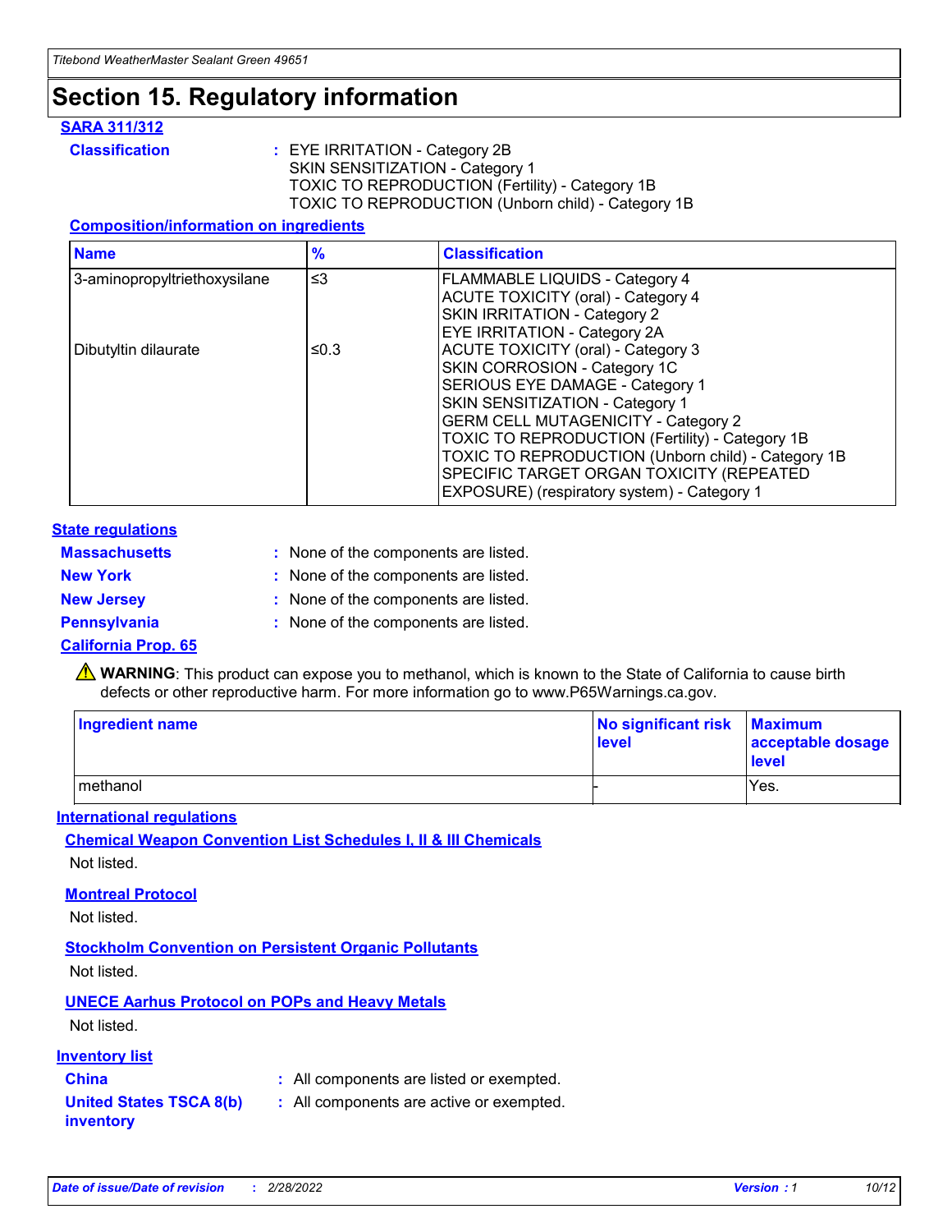# Section 15. Regulatory information

### SARA 311/312

**Classification** : EYE IRRITATION - Category 2B
SKIN SENSITIZATION - Category 1
TOXIC TO REPRODUCTION (Fertility) - Category 1B
TOXIC TO REPRODUCTION (Unborn child) - Category 1B

**Composition/information on ingredients**

| Name | % | Classification |
|---|---|---|
| 3-aminopropyltriethoxysilane | ≤3 | FLAMMABLE LIQUIDS - Category 4<br>ACUTE TOXICITY (oral) - Category 4<br>SKIN IRRITATION - Category 2<br>EYE IRRITATION - Category 2A |
| Dibutyltin dilaurate | ≤0.3 | ACUTE TOXICITY (oral) - Category 3<br>SKIN CORROSION - Category 1C<br>SERIOUS EYE DAMAGE - Category 1<br>SKIN SENSITIZATION - Category 1<br>GERM CELL MUTAGENICITY - Category 2<br>TOXIC TO REPRODUCTION (Fertility) - Category 1B<br>TOXIC TO REPRODUCTION (Unborn child) - Category 1B<br>SPECIFIC TARGET ORGAN TOXICITY (REPEATED EXPOSURE) (respiratory system) - Category 1 |

### State regulations

**Massachusetts** : None of the components are listed.

**New York** : None of the components are listed.

**New Jersey** : None of the components are listed.

**Pennsylvania** : None of the components are listed.

### California Prop. 65

⚠ **WARNING**: This product can expose you to methanol, which is known to the State of California to cause birth defects or other reproductive harm. For more information go to www.P65Warnings.ca.gov.

| Ingredient name | No significant risk level | Maximum acceptable dosage level |
|---|---|---|
| methanol | - | Yes. |

### International regulations

**Chemical Weapon Convention List Schedules I, II & III Chemicals**

Not listed.

**Montreal Protocol**

Not listed.

**Stockholm Convention on Persistent Organic Pollutants**

Not listed.

**UNECE Aarhus Protocol on POPs and Heavy Metals**

Not listed.

### Inventory list

**China** : All components are listed or exempted.

**United States TSCA 8(b) inventory** : All components are active or exempted.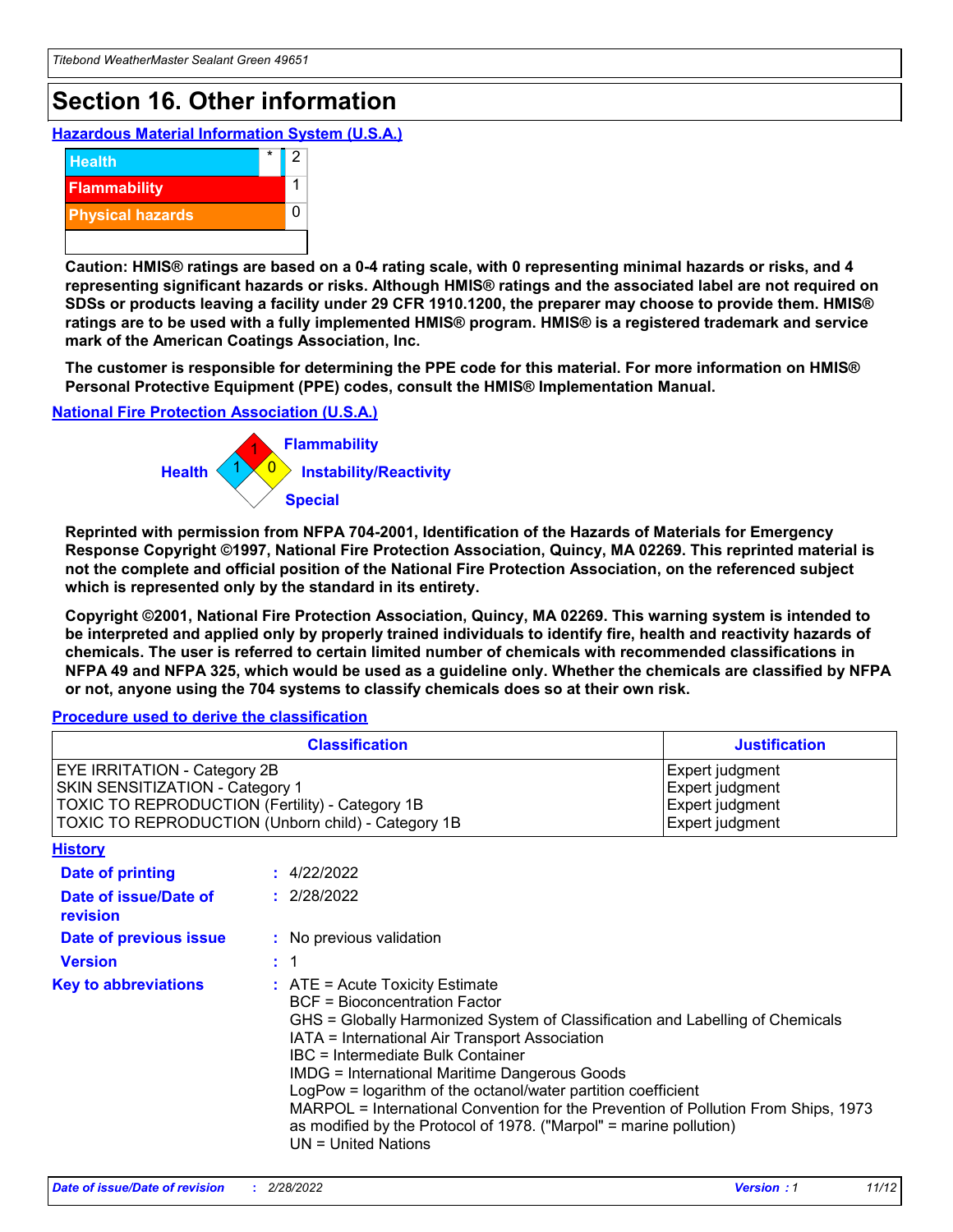# Section 16. Other information

**Hazardous Material Information System (U.S.A.)**

| | | |
|---|---|---|
| Health | * | 2 |
| Flammability | | 1 |
| Physical hazards | | 0 |
| | | |

**Caution: HMIS® ratings are based on a 0-4 rating scale, with 0 representing minimal hazards or risks, and 4 representing significant hazards or risks. Although HMIS® ratings and the associated label are not required on SDSs or products leaving a facility under 29 CFR 1910.1200, the preparer may choose to provide them. HMIS® ratings are to be used with a fully implemented HMIS® program. HMIS® is a registered trademark and service mark of the American Coatings Association, Inc.**

**The customer is responsible for determining the PPE code for this material. For more information on HMIS® Personal Protective Equipment (PPE) codes, consult the HMIS® Implementation Manual.**

**National Fire Protection Association (U.S.A.)**

Flammability: 1
Health: 1
Instability/Reactivity: 0
Special:

**Reprinted with permission from NFPA 704-2001, Identification of the Hazards of Materials for Emergency Response Copyright ©1997, National Fire Protection Association, Quincy, MA 02269. This reprinted material is not the complete and official position of the National Fire Protection Association, on the referenced subject which is represented only by the standard in its entirety.**

**Copyright ©2001, National Fire Protection Association, Quincy, MA 02269. This warning system is intended to be interpreted and applied only by properly trained individuals to identify fire, health and reactivity hazards of chemicals. The user is referred to certain limited number of chemicals with recommended classifications in NFPA 49 and NFPA 325, which would be used as a guideline only. Whether the chemicals are classified by NFPA or not, anyone using the 704 systems to classify chemicals does so at their own risk.**

**Procedure used to derive the classification**

| Classification | Justification |
|---|---|
| EYE IRRITATION - Category 2B | Expert judgment |
| SKIN SENSITIZATION - Category 1 | Expert judgment |
| TOXIC TO REPRODUCTION (Fertility) - Category 1B | Expert judgment |
| TOXIC TO REPRODUCTION (Unborn child) - Category 1B | Expert judgment |

**History**

**Date of printing** : 4/22/2022

**Date of issue/Date of revision** : 2/28/2022

**Date of previous issue** : No previous validation

**Version** : 1

**Key to abbreviations** : ATE = Acute Toxicity Estimate
BCF = Bioconcentration Factor
GHS = Globally Harmonized System of Classification and Labelling of Chemicals
IATA = International Air Transport Association
IBC = Intermediate Bulk Container
IMDG = International Maritime Dangerous Goods
LogPow = logarithm of the octanol/water partition coefficient
MARPOL = International Convention for the Prevention of Pollution From Ships, 1973 as modified by the Protocol of 1978. ("Marpol" = marine pollution)
UN = United Nations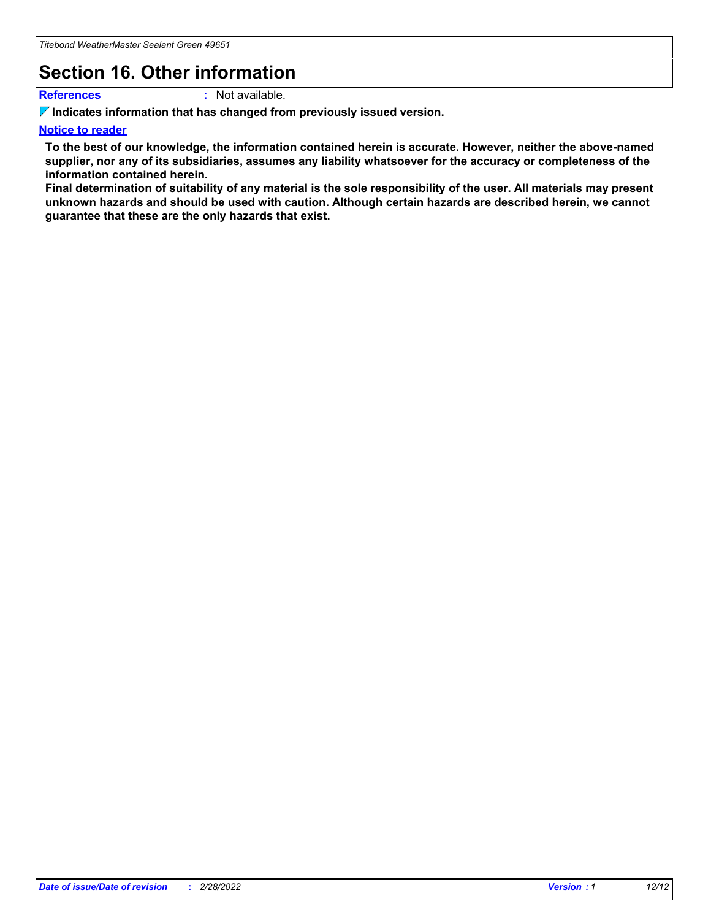# Section 16. Other information

**References** : Not available.

**Indicates information that has changed from previously issued version.**

**Notice to reader**

**To the best of our knowledge, the information contained herein is accurate. However, neither the above-named supplier, nor any of its subsidiaries, assumes any liability whatsoever for the accuracy or completeness of the information contained herein.**

**Final determination of suitability of any material is the sole responsibility of the user. All materials may present unknown hazards and should be used with caution. Although certain hazards are described herein, we cannot guarantee that these are the only hazards that exist.**